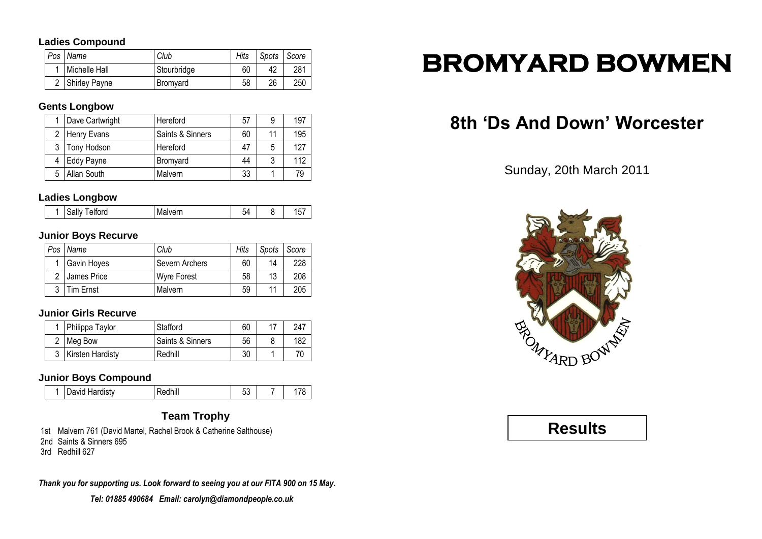## Ladies Compound

| Pos | Name | Club | Hits | Spots | Score |
|---|---|---|---|---|---|
| 1 | Michelle Hall | Stourbridge | 60 | 42 | 281 |
| 2 | Shirley Payne | Bromyard | 58 | 26 | 250 |

## Gents Longbow

| | | | | | |
|---|---|---|---|---|---|
| 1 | Dave Cartwright | Hereford | 57 | 9 | 197 |
| 2 | Henry Evans | Saints & Sinners | 60 | 11 | 195 |
| 3 | Tony Hodson | Hereford | 47 | 5 | 127 |
| 4 | Eddy Payne | Bromyard | 44 | 3 | 112 |
| 5 | Allan South | Malvern | 33 | 1 | 79 |

## Ladies Longbow

| | | | | | |
|---|---|---|---|---|---|
| 1 | Sally Telford | Malvern | 54 | 8 | 157 |

## Junior Boys Recurve

| Pos | Name | Club | Hits | Spots | Score |
|---|---|---|---|---|---|
| 1 | Gavin Hoyes | Severn Archers | 60 | 14 | 228 |
| 2 | James Price | Wyre Forest | 58 | 13 | 208 |
| 3 | Tim Ernst | Malvern | 59 | 11 | 205 |

## Junior Girls Recurve

| | | | | | |
|---|---|---|---|---|---|
| 1 | Philippa Taylor | Stafford | 60 | 17 | 247 |
| 2 | Meg Bow | Saints & Sinners | 56 | 8 | 182 |
| 3 | Kirsten Hardisty | Redhill | 30 | 1 | 70 |

## Junior Boys Compound

| | | | | | |
|---|---|---|---|---|---|
| 1 | David Hardisty | Redhill | 53 | 7 | 178 |

## Team Trophy

1st Malvern 761 (David Martel, Rachel Brook & Catherine Salthouse)
2nd Saints & Sinners 695
3rd Redhill 627

***Thank you for supporting us. Look forward to seeing you at our FITA 900 on 15 May.***

***Tel: 01885 490684 Email: carolyn@diamondpeople.co.uk***

# BROMYARD BOWMEN

## 8th 'Ds And Down' Worcester

Sunday, 20th March 2011

BROMYARD BOWMEN

## Results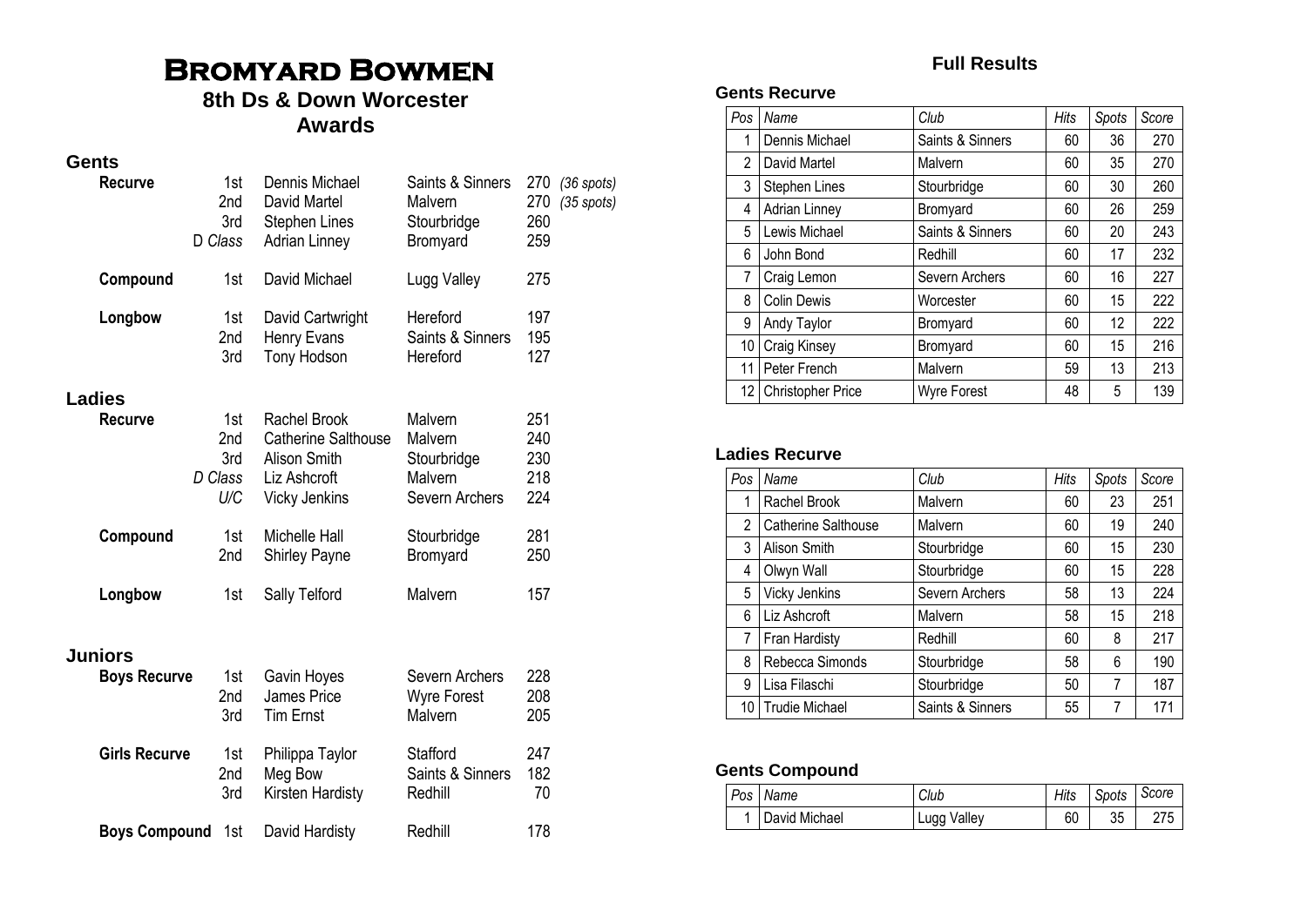# Bromyard Bowmen

## 8th Ds & Down Worcester

## Awards

### Gents

| | | | | | |
|---|---|---|---|---|---|
| **Recurve** | 1st | Dennis Michael | Saints & Sinners | 270 | *(36 spots)* |
| | 2nd | David Martel | Malvern | 270 | *(35 spots)* |
| | 3rd | Stephen Lines | Stourbridge | 260 | |
| | D *Class* | Adrian Linney | Bromyard | 259 | |
| **Compound** | 1st | David Michael | Lugg Valley | 275 | |
| **Longbow** | 1st | David Cartwright | Hereford | 197 | |
| | 2nd | Henry Evans | Saints & Sinners | 195 | |
| | 3rd | Tony Hodson | Hereford | 127 | |

### Ladies

| | | | | |
|---|---|---|---|---|
| **Recurve** | 1st | Rachel Brook | Malvern | 251 |
| | 2nd | Catherine Salthouse | Malvern | 240 |
| | 3rd | Alison Smith | Stourbridge | 230 |
| | *D Class* | Liz Ashcroft | Malvern | 218 |
| | *U/C* | Vicky Jenkins | Severn Archers | 224 |
| **Compound** | 1st | Michelle Hall | Stourbridge | 281 |
| | 2nd | Shirley Payne | Bromyard | 250 |
| **Longbow** | 1st | Sally Telford | Malvern | 157 |

### Juniors

| | | | | |
|---|---|---|---|---|
| **Boys Recurve** | 1st | Gavin Hoyes | Severn Archers | 228 |
| | 2nd | James Price | Wyre Forest | 208 |
| | 3rd | Tim Ernst | Malvern | 205 |
| **Girls Recurve** | 1st | Philippa Taylor | Stafford | 247 |
| | 2nd | Meg Bow | Saints & Sinners | 182 |
| | 3rd | Kirsten Hardisty | Redhill | 70 |
| **Boys Compound** | 1st | David Hardisty | Redhill | 178 |

## Full Results

### Gents Recurve

| *Pos* | *Name* | *Club* | *Hits* | *Spots* | *Score* |
|---|---|---|---|---|---|
| 1 | Dennis Michael | Saints & Sinners | 60 | 36 | 270 |
| 2 | David Martel | Malvern | 60 | 35 | 270 |
| 3 | Stephen Lines | Stourbridge | 60 | 30 | 260 |
| 4 | Adrian Linney | Bromyard | 60 | 26 | 259 |
| 5 | Lewis Michael | Saints & Sinners | 60 | 20 | 243 |
| 6 | John Bond | Redhill | 60 | 17 | 232 |
| 7 | Craig Lemon | Severn Archers | 60 | 16 | 227 |
| 8 | Colin Dewis | Worcester | 60 | 15 | 222 |
| 9 | Andy Taylor | Bromyard | 60 | 12 | 222 |
| 10 | Craig Kinsey | Bromyard | 60 | 15 | 216 |
| 11 | Peter French | Malvern | 59 | 13 | 213 |
| 12 | Christopher Price | Wyre Forest | 48 | 5 | 139 |

### Ladies Recurve

| *Pos* | *Name* | *Club* | *Hits* | *Spots* | *Score* |
|---|---|---|---|---|---|
| 1 | Rachel Brook | Malvern | 60 | 23 | 251 |
| 2 | Catherine Salthouse | Malvern | 60 | 19 | 240 |
| 3 | Alison Smith | Stourbridge | 60 | 15 | 230 |
| 4 | Olwyn Wall | Stourbridge | 60 | 15 | 228 |
| 5 | Vicky Jenkins | Severn Archers | 58 | 13 | 224 |
| 6 | Liz Ashcroft | Malvern | 58 | 15 | 218 |
| 7 | Fran Hardisty | Redhill | 60 | 8 | 217 |
| 8 | Rebecca Simonds | Stourbridge | 58 | 6 | 190 |
| 9 | Lisa Filaschi | Stourbridge | 50 | 7 | 187 |
| 10 | Trudie Michael | Saints & Sinners | 55 | 7 | 171 |

### Gents Compound

| *Pos* | *Name* | *Club* | *Hits* | *Spots* | *Score* |
|---|---|---|---|---|---|
| 1 | David Michael | Lugg Valley | 60 | 35 | 275 |